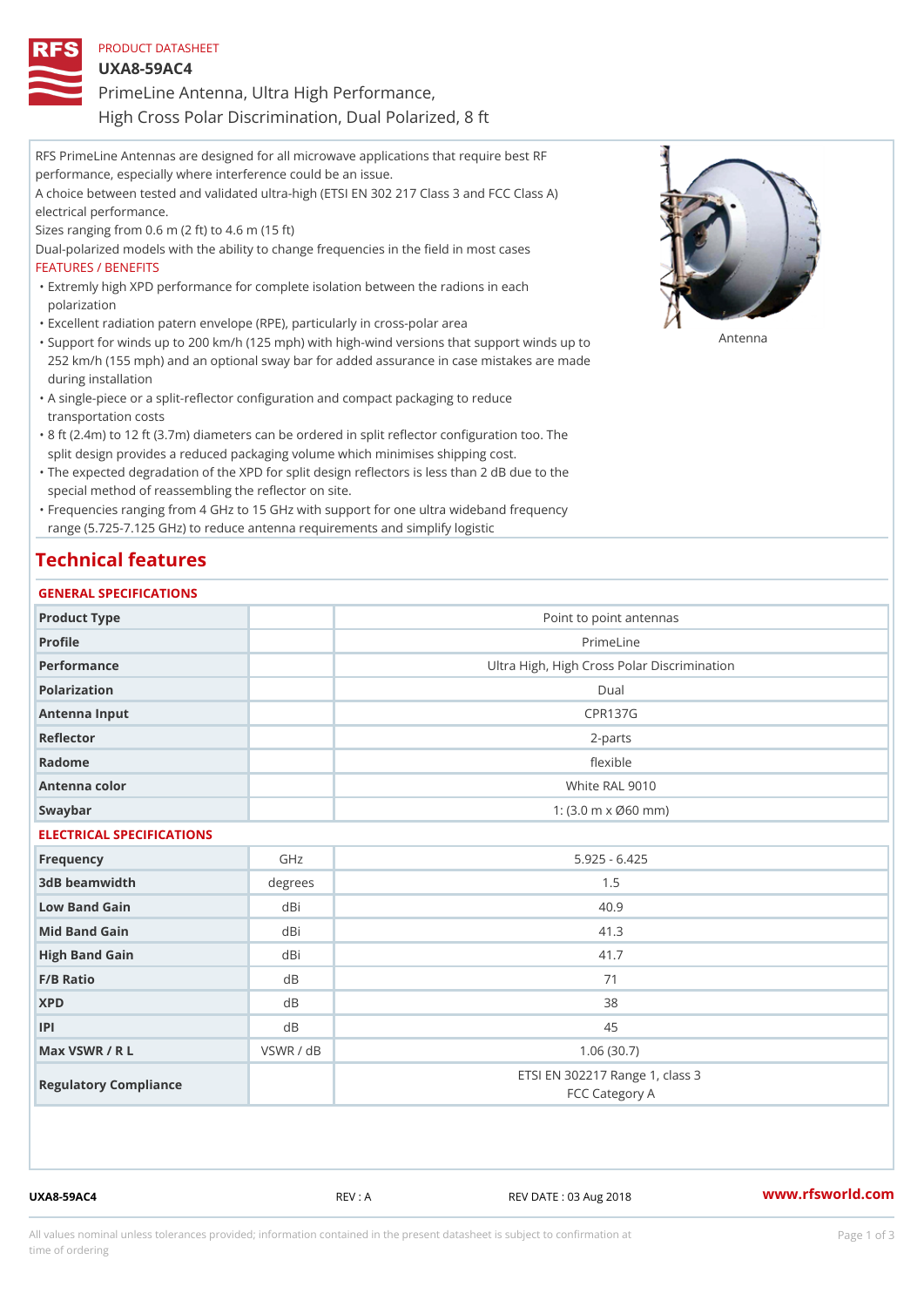PRODUCT DATASHEET

# UXA8-59AC4

## PrimeLine Antenna, Ultra High Performance, High Cross Polar Discrimination, Dual Polarized, 8 ft

RFS PrimeLine Antennas are designed for all microwave applications that require best RF performance, especially where interference could be an issue.
A choice between tested and validated ultra-high (ETSI EN 302 217 Class 3 and FCC Class A) electrical performance.
Sizes ranging from 0.6 m (2 ft) to 4.6 m (15 ft)
Dual-polarized models with the ability to change frequencies in the field in most cases

FEATURES / BENEFITS

- Extremly high XPD performance for complete isolation between the radions in each polarization
- Excellent radiation patern envelope (RPE), particularly in cross-polar area
- Support for winds up to 200 km/h (125 mph) with high-wind versions that support winds up to 252 km/h (155 mph) and an optional sway bar for added assurance in case mistakes are made during installation
- A single-piece or a split-reflector configuration and compact packaging to reduce transportation costs
- 8 ft (2.4m) to 12 ft (3.7m) diameters can be ordered in split reflector configuration too. The split design provides a reduced packaging volume which minimises shipping cost.
- The expected degradation of the XPD for split design reflectors is less than 2 dB due to the special method of reassembling the reflector on site.
- Frequencies ranging from 4 GHz to 15 GHz with support for one ultra wideband frequency range (5.725-7.125 GHz) to reduce antenna requirements and simplify logistic

Antenna

## Technical features

### GENERAL SPECIFICATIONS

| | | |
|---|---|---|
| Product Type | | Point to point antennas |
| Profile | | PrimeLine |
| Performance | | Ultra High, High Cross Polar Discrimination |
| Polarization | | Dual |
| Antenna Input | | CPR137G |
| Reflector | | 2-parts |
| Radome | | flexible |
| Antenna color | | White RAL 9010 |
| Swaybar | | 1: (3.0 m x Ø60 mm) |

### ELECTRICAL SPECIFICATIONS

| | | |
|---|---|---|
| Frequency | GHz | 5.925 - 6.425 |
| 3dB beamwidth | degrees | 1.5 |
| Low Band Gain | dBi | 40.9 |
| Mid Band Gain | dBi | 41.3 |
| High Band Gain | dBi | 41.7 |
| F/B Ratio | dB | 71 |
| XPD | dB | 38 |
| IPI | dB | 45 |
| Max VSWR / R L | VSWR / dB | 1.06 (30.7) |
| Regulatory Compliance | | ETSI EN 302217 Range 1, class 3<br>FCC Category A |

UXA8-59AC4 | REV : A | REV DATE : 03 Aug 2018 | www.rfsworld.com

All values nominal unless tolerances provided; information contained in the present datasheet is subject to confirmation at time of ordering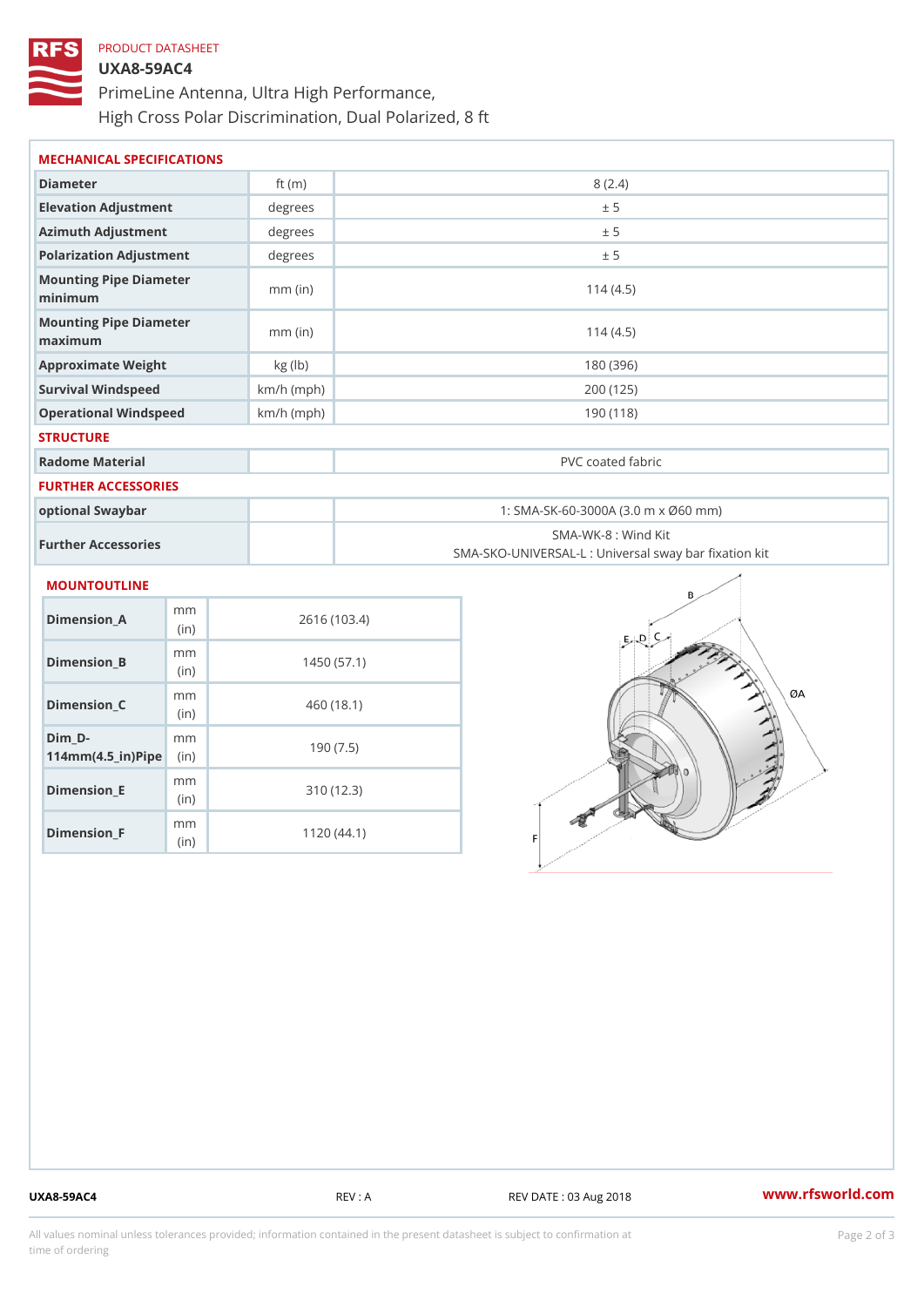PRODUCT DATASHEET

# UXA8-59AC4

PrimeLine Antenna, Ultra High Performance, High Cross Polar Discrimination, Dual Polarized, 8 ft

## MECHANICAL SPECIFICATIONS

| | | |
|---|---|---|
| Diameter | ft (m) | 8 (2.4) |
| Elevation Adjustment | degrees | ± 5 |
| Azimuth Adjustment | degrees | ± 5 |
| Polarization Adjustment | degrees | ± 5 |
| Mounting Pipe Diameter minimum | mm (in) | 114 (4.5) |
| Mounting Pipe Diameter maximum | mm (in) | 114 (4.5) |
| Approximate Weight | kg (lb) | 180 (396) |
| Survival Windspeed | km/h (mph) | 200 (125) |
| Operational Windspeed | km/h (mph) | 190 (118) |

## STRUCTURE

| | | |
|---|---|---|
| Radome Material | | PVC coated fabric |

## FURTHER ACCESSORIES

| | | |
|---|---|---|
| optional Swaybar | | 1: SMA-SK-60-3000A (3.0 m x Ø60 mm) |
| Further Accessories | | SMA-WK-8 : Wind Kit<br>SMA-SKO-UNIVERSAL-L : Universal sway bar fixation kit |

## MOUNTOUTLINE

| | | |
|---|---|---|
| Dimension_A | mm (in) | 2616 (103.4) |
| Dimension_B | mm (in) | 1450 (57.1) |
| Dimension_C | mm (in) | 460 (18.1) |
| Dim_D-114mm(4.5_in)Pipe | mm (in) | 190 (7.5) |
| Dimension_E | mm (in) | 310 (12.3) |
| Dimension_F | mm (in) | 1120 (44.1) |

UXA8-59AC4 REV : A REV DATE : 03 Aug 2018 www.rfsworld.com

All values nominal unless tolerances provided; information contained in the present datasheet is subject to confirmation at time of ordering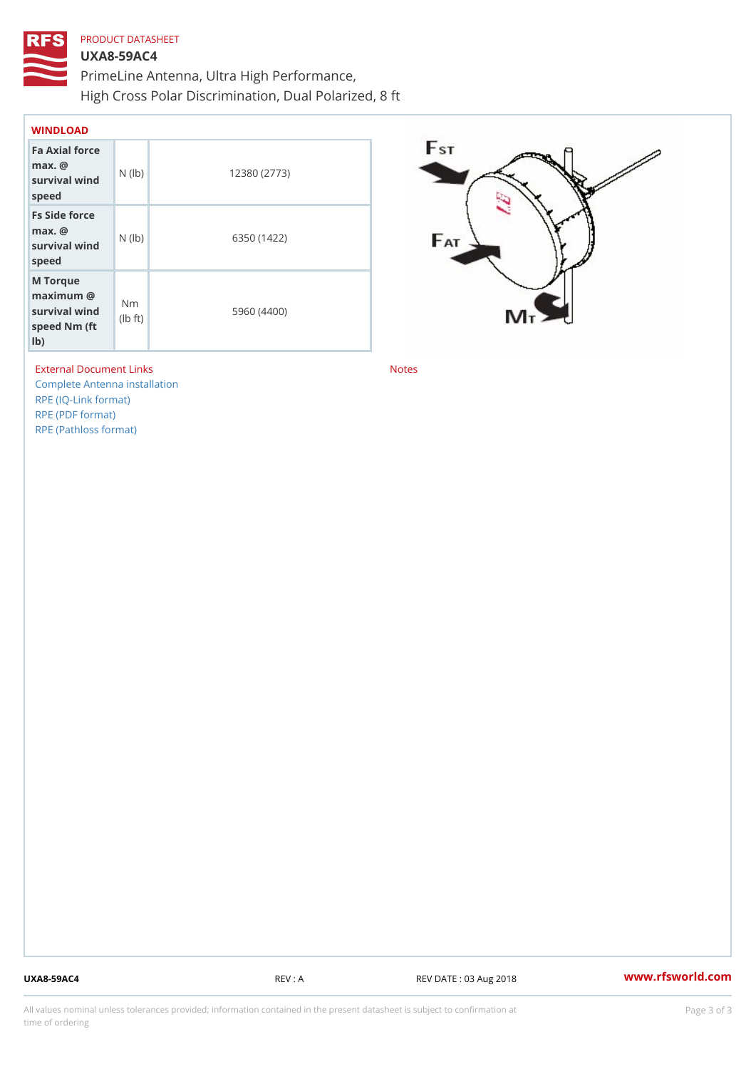PRODUCT DATASHEET

# UXA8-59AC4

PrimeLine Antenna, Ultra High Performance,
High Cross Polar Discrimination, Dual Polarized, 8 ft

## WINDLOAD

| | | |
|---|---|---|
| Fa Axial force max. @ survival wind speed | N (lb) | 12380 (2773) |
| Fs Side force max. @ survival wind speed | N (lb) | 6350 (1422) |
| M Torque maximum @ survival wind speed Nm (ft lb) | Nm (lb ft) | 5960 (4400) |

FST

FAT

MT

External Document Links

Complete Antenna installation

RPE (IQ-Link format)

RPE (PDF format)

RPE (Pathloss format)

Notes

UXA8-59AC4 REV : A REV DATE : 03 Aug 2018 www.rfsworld.com

All values nominal unless tolerances provided; information contained in the present datasheet is subject to confirmation at time of ordering